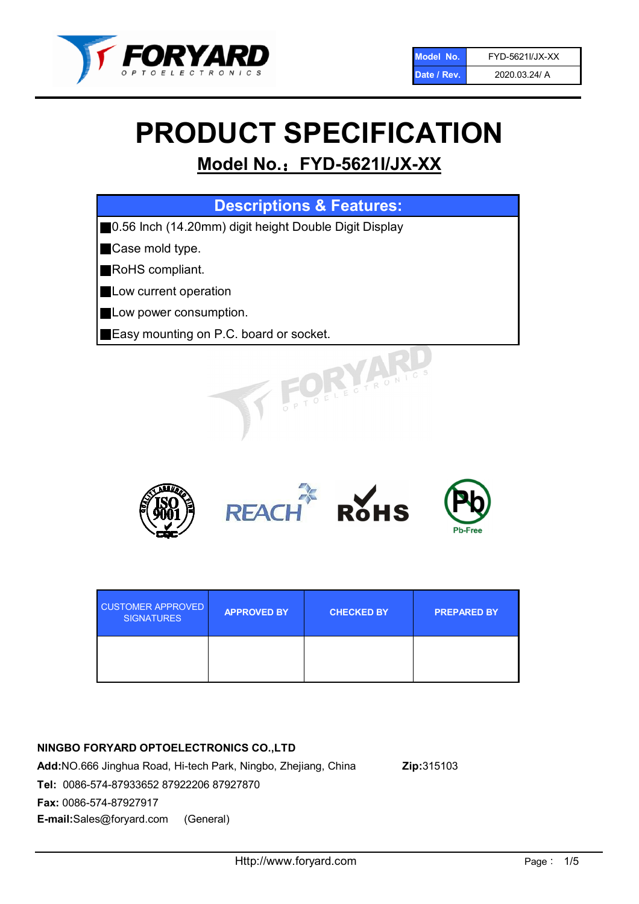| Model No. | FYD-5621I/JX-XX |
| --- | --- |
| Date / Rev. | 2020.03.24/ A |

# PRODUCT SPECIFICATION

## Model No.：FYD-5621I/JX-XX

| Descriptions & Features: |
| --- |
| ■0.56 Inch (14.20mm) digit height Double Digit Display |
| ■Case mold type. |
| ■RoHS compliant. |
| ■Low current operation |
| ■Low power consumption. |
| ■Easy mounting on P.C. board or socket. |

| CUSTOMER APPROVED SIGNATURES | APPROVED BY | CHECKED BY | PREPARED BY |
| --- | --- | --- | --- |
| | | | |

**NINGBO FORYARD OPTOELECTRONICS CO.,LTD**

**Add:**NO.666 Jinghua Road, Hi-tech Park, Ningbo, Zhejiang, China **Zip:**315103

**Tel:** 0086-574-87933652 87922206 87927870

**Fax:** 0086-574-87927917

**E-mail:**Sales@foryard.com (General)

Http://www.foryard.com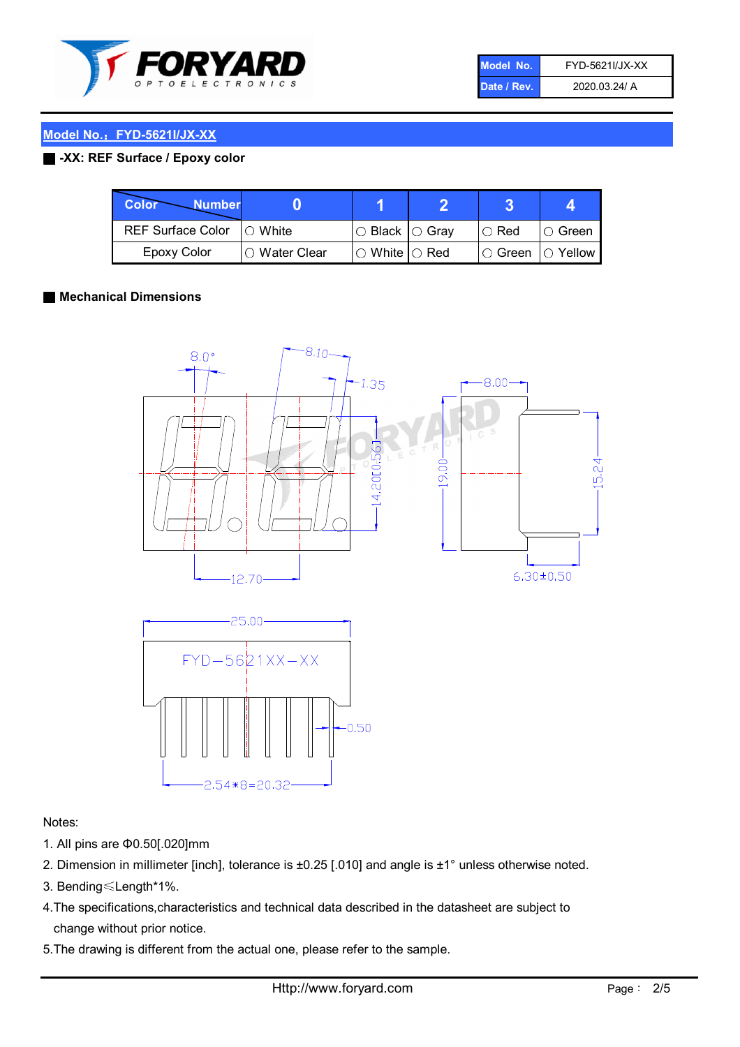| Model No. | FYD-5621I/JX-XX |
| --- | --- |
| Date / Rev. | 2020.03.24/ A |

## Model No.：FYD-5621I/JX-XX

### -XX: REF Surface / Epoxy color

| Color / Number | 0 | 1 | 2 | 3 | 4 |
| --- | --- | --- | --- | --- | --- |
| REF Surface Color | ○ White | ○ Black | ○ Gray | ○ Red | ○ Green |
| Epoxy Color | ○ Water Clear | ○ White | ○ Red | ○ Green | ○ Yellow |

### Mechanical Dimensions

Notes:

1. All pins are Φ0.50[.020]mm
2. Dimension in millimeter [inch], tolerance is ±0.25 [.010] and angle is ±1° unless otherwise noted.
3. Bending≤Length*1%.
4. The specifications,characteristics and technical data described in the datasheet are subject to change without prior notice.
5. The drawing is different from the actual one, please refer to the sample.

Http://www.foryard.com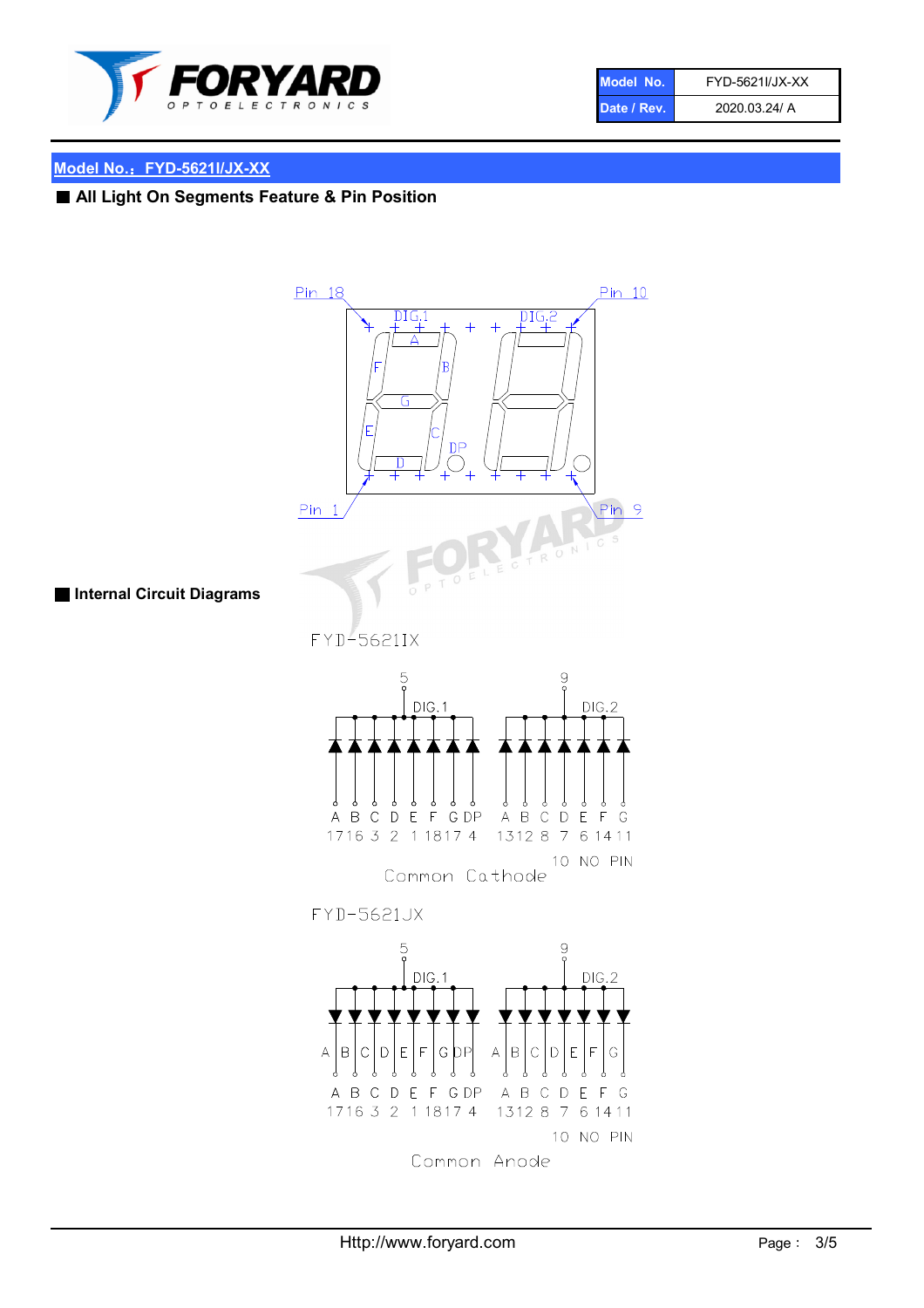| Model No. | FYD-5621I/JX-XX |
| --- | --- |
| Date / Rev. | 2020.03.24/ A |

## Model No.：FYD-5621I/JX-XX

### All Light On Segments Feature & Pin Position

Pin 18 Pin 10

DIG.1 DIG.2

A B C D E F G DP

Pin 1 Pin 9

### Internal Circuit Diagrams

FYD-5621IX

| | A | B | C | D | E | F | G | DP |
| --- | --- | --- | --- | --- | --- | --- | --- | --- |
| DIG.1 (5) | 17 | 16 | 3 | 2 | 1 | 18 | 17 | 4 |

| | A | B | C | D | E | F | G |
| --- | --- | --- | --- | --- | --- | --- | --- |
| DIG.2 (9) | 13 | 12 | 8 | 7 | 6 | 14 | 11 |

10 NO PIN

Common Cathode

FYD-5621JX

| | A | B | C | D | E | F | G | DP |
| --- | --- | --- | --- | --- | --- | --- | --- | --- |
| DIG.1 (5) | 17 | 16 | 3 | 2 | 1 | 18 | 17 | 4 |

| | A | B | C | D | E | F | G |
| --- | --- | --- | --- | --- | --- | --- | --- |
| DIG.2 (9) | 13 | 12 | 8 | 7 | 6 | 14 | 11 |

10 NO PIN

Common Anode

Http://www.foryard.com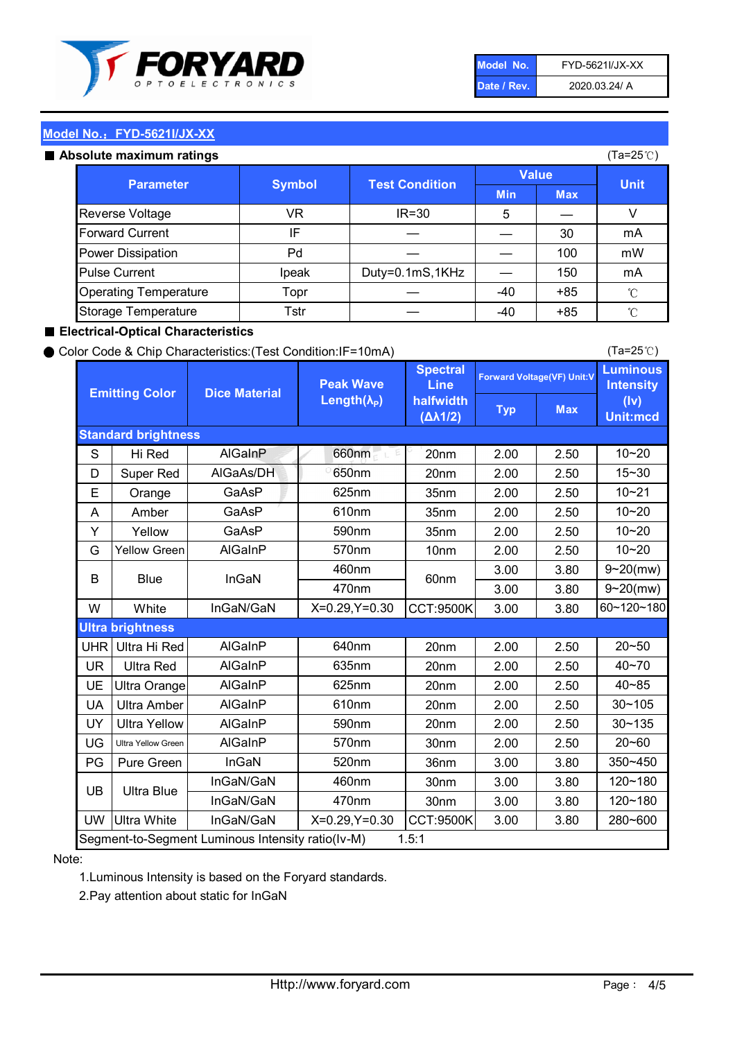| Model No. | FYD-5621I/JX-XX |
|---|---|
| Date / Rev. | 2020.03.24/ A |

## Model No.：FYD-5621I/JX-XX

### ■ Absolute maximum ratings

(Ta=25℃)

| Parameter | Symbol | Test Condition | Value | | Unit |
|---|---|---|---|---|---|
| | | | Min | Max | |
| Reverse Voltage | VR | IR=30 | 5 | — | V |
| Forward Current | IF | — | — | 30 | mA |
| Power Dissipation | Pd | — | — | 100 | mW |
| Pulse Current | Ipeak | Duty=0.1mS,1KHz | — | 150 | mA |
| Operating Temperature | Topr | — | -40 | +85 | ℃ |
| Storage Temperature | Tstr | — | -40 | +85 | ℃ |

### ■ Electrical-Optical Characteristics

● Color Code & Chip Characteristics:(Test Condition:IF=10mA)

(Ta=25℃)

| Emitting Color | | Dice Material | Peak Wave Length($\lambda_P$) | Spectral Line halfwidth ($\Delta\lambda 1/2$) | Forward Voltage(VF) Unit:V | | Luminous Intensity (Iv) Unit:mcd |
|---|---|---|---|---|---|---|---|
| | | | | | Typ | Max | |
| **Standard brightness** | | | | | | | |
| S | Hi Red | AlGaInP | 660nm | 20nm | 2.00 | 2.50 | 10~20 |
| D | Super Red | AlGaAs/DH | 650nm | 20nm | 2.00 | 2.50 | 15~30 |
| E | Orange | GaAsP | 625nm | 35nm | 2.00 | 2.50 | 10~21 |
| A | Amber | GaAsP | 610nm | 35nm | 2.00 | 2.50 | 10~20 |
| Y | Yellow | GaAsP | 590nm | 35nm | 2.00 | 2.50 | 10~20 |
| G | Yellow Green | AlGaInP | 570nm | 10nm | 2.00 | 2.50 | 10~20 |
| B | Blue | InGaN | 460nm | 60nm | 3.00 | 3.80 | 9~20(mw) |
| | | | 470nm | | 3.00 | 3.80 | 9~20(mw) |
| W | White | InGaN/GaN | X=0.29,Y=0.30 | CCT:9500K | 3.00 | 3.80 | 60~120~180 |
| **Ultra brightness** | | | | | | | |
| UHR | Ultra Hi Red | AlGaInP | 640nm | 20nm | 2.00 | 2.50 | 20~50 |
| UR | Ultra Red | AlGaInP | 635nm | 20nm | 2.00 | 2.50 | 40~70 |
| UE | Ultra Orange | AlGaInP | 625nm | 20nm | 2.00 | 2.50 | 40~85 |
| UA | Ultra Amber | AlGaInP | 610nm | 20nm | 2.00 | 2.50 | 30~105 |
| UY | Ultra Yellow | AlGaInP | 590nm | 20nm | 2.00 | 2.50 | 30~135 |
| UG | Ultra Yellow Green | AlGaInP | 570nm | 30nm | 2.00 | 2.50 | 20~60 |
| PG | Pure Green | InGaN | 520nm | 36nm | 3.00 | 3.80 | 350~450 |
| UB | Ultra Blue | InGaN/GaN | 460nm | 30nm | 3.00 | 3.80 | 120~180 |
| | | InGaN/GaN | 470nm | 30nm | 3.00 | 3.80 | 120~180 |
| UW | Ultra White | InGaN/GaN | X=0.29,Y=0.30 | CCT:9500K | 3.00 | 3.80 | 280~600 |
| Segment-to-Segment Luminous Intensity ratio(Iv-M) | | | | 1.5:1 | | | |

Note:

1.Luminous Intensity is based on the Foryard standards.

2.Pay attention about static for InGaN

Http://www.foryard.com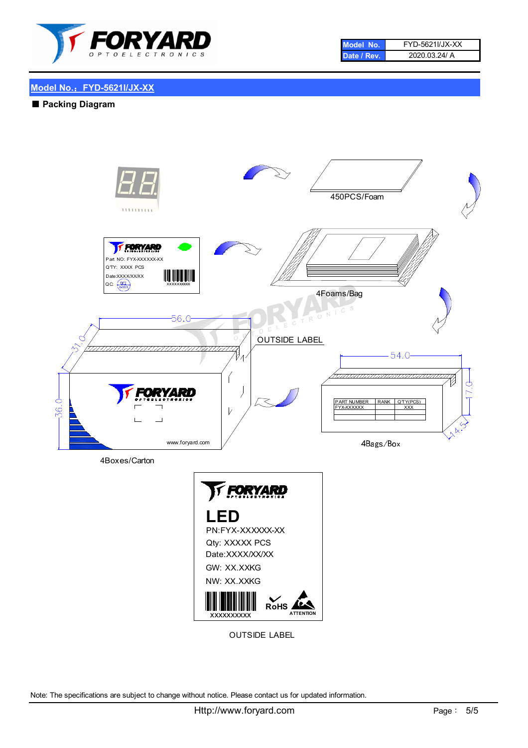| Model No. | FYD-5621I/JX-XX |
| --- | --- |
| Date / Rev. | 2020.03.24/ A |

## Model No.：FYD-5621I/JX-XX

■ **Packing Diagram**

450PCS/Foam

Part NO: FYX-XXXXXXX-XX
Q'TY: XXXX PCS
Date:XXXX/XX/XX
QC:
XXXXXXXXXX

4Foams/Bag

56.0
31.0
36.0
www.foryard.com
OUTSIDE LABEL

54.0
17.0
14.5

| PART NUMBER | RANK | Q'TY(PCS) |
| --- | --- | --- |
| FYX-XXXXXX | | XXX |

4Boxes/Carton

4Bags/Box

LED
PN:FYX-XXXXXX-XX
Qty: XXXXX PCS
Date:XXXX/XX/XX
GW: XX.XXKG
NW: XX.XXKG
XXXXXXXXXX
RoHS
ATTENTION

OUTSIDE LABEL

Note: The specifications are subject to change without notice. Please contact us for updated information.

Http://www.foryard.com